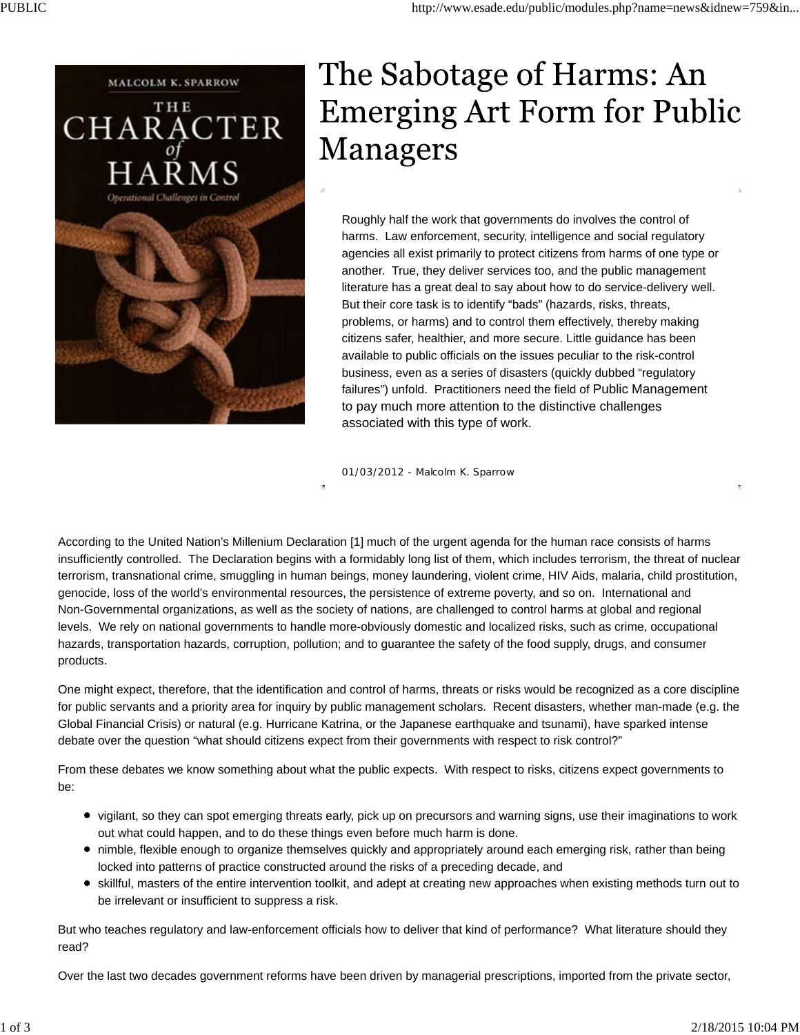# The Sabotage of Harms: An Emerging Art Form for Public Managers

Roughly half the work that governments do involves the control of harms. Law enforcement, security, intelligence and social regulatory agencies all exist primarily to protect citizens from harms of one type or another. True, they deliver services too, and the public management literature has a great deal to say about how to do service-delivery well. But their core task is to identify "bads" (hazards, risks, threats, problems, or harms) and to control them effectively, thereby making citizens safer, healthier, and more secure. Little guidance has been available to public officials on the issues peculiar to the risk-control business, even as a series of disasters (quickly dubbed "regulatory failures") unfold. Practitioners need the field of Public Management to pay much more attention to the distinctive challenges associated with this type of work.

01/03/2012 - Malcolm K. Sparrow

According to the United Nation's Millenium Declaration [1] much of the urgent agenda for the human race consists of harms insufficiently controlled. The Declaration begins with a formidably long list of them, which includes terrorism, the threat of nuclear terrorism, transnational crime, smuggling in human beings, money laundering, violent crime, HIV Aids, malaria, child prostitution, genocide, loss of the world's environmental resources, the persistence of extreme poverty, and so on. International and Non-Governmental organizations, as well as the society of nations, are challenged to control harms at global and regional levels. We rely on national governments to handle more-obviously domestic and localized risks, such as crime, occupational hazards, transportation hazards, corruption, pollution; and to guarantee the safety of the food supply, drugs, and consumer products.

One might expect, therefore, that the identification and control of harms, threats or risks would be recognized as a core discipline for public servants and a priority area for inquiry by public management scholars. Recent disasters, whether man-made (e.g. the Global Financial Crisis) or natural (e.g. Hurricane Katrina, or the Japanese earthquake and tsunami), have sparked intense debate over the question "what should citizens expect from their governments with respect to risk control?"

From these debates we know something about what the public expects. With respect to risks, citizens expect governments to be:

- vigilant, so they can spot emerging threats early, pick up on precursors and warning signs, use their imaginations to work out what could happen, and to do these things even before much harm is done.
- nimble, flexible enough to organize themselves quickly and appropriately around each emerging risk, rather than being locked into patterns of practice constructed around the risks of a preceding decade, and
- skillful, masters of the entire intervention toolkit, and adept at creating new approaches when existing methods turn out to be irrelevant or insufficient to suppress a risk.

But who teaches regulatory and law-enforcement officials how to deliver that kind of performance? What literature should they read?

Over the last two decades government reforms have been driven by managerial prescriptions, imported from the private sector,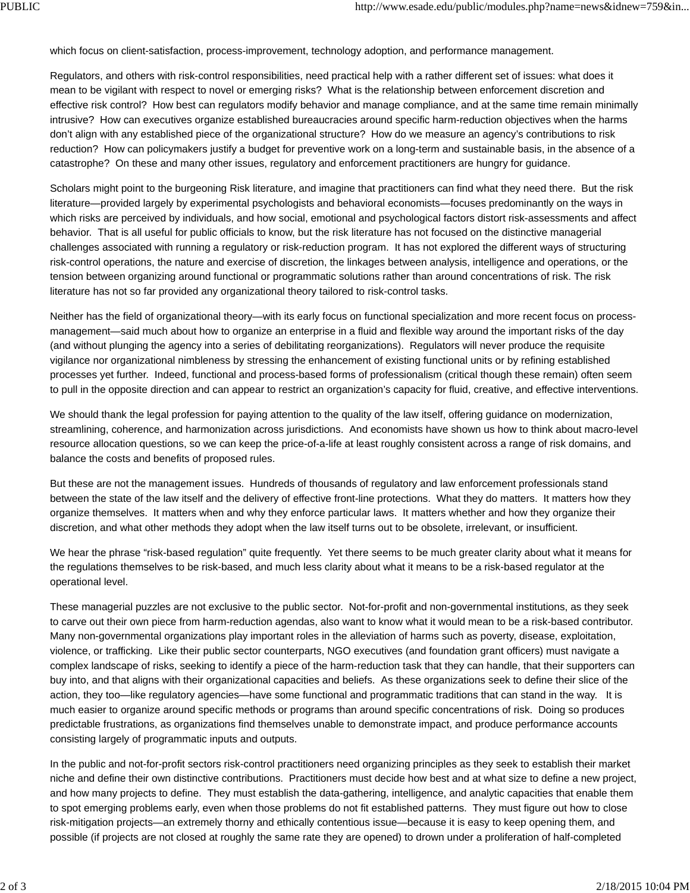which focus on client-satisfaction, process-improvement, technology adoption, and performance management.

Regulators, and others with risk-control responsibilities, need practical help with a rather different set of issues: what does it mean to be vigilant with respect to novel or emerging risks? What is the relationship between enforcement discretion and effective risk control? How best can regulators modify behavior and manage compliance, and at the same time remain minimally intrusive? How can executives organize established bureaucracies around specific harm-reduction objectives when the harms don't align with any established piece of the organizational structure? How do we measure an agency's contributions to risk reduction? How can policymakers justify a budget for preventive work on a long-term and sustainable basis, in the absence of a catastrophe? On these and many other issues, regulatory and enforcement practitioners are hungry for guidance.

Scholars might point to the burgeoning Risk literature, and imagine that practitioners can find what they need there. But the risk literature—provided largely by experimental psychologists and behavioral economists—focuses predominantly on the ways in which risks are perceived by individuals, and how social, emotional and psychological factors distort risk-assessments and affect behavior. That is all useful for public officials to know, but the risk literature has not focused on the distinctive managerial challenges associated with running a regulatory or risk-reduction program. It has not explored the different ways of structuring risk-control operations, the nature and exercise of discretion, the linkages between analysis, intelligence and operations, or the tension between organizing around functional or programmatic solutions rather than around concentrations of risk. The risk literature has not so far provided any organizational theory tailored to risk-control tasks.

Neither has the field of organizational theory—with its early focus on functional specialization and more recent focus on process-management—said much about how to organize an enterprise in a fluid and flexible way around the important risks of the day (and without plunging the agency into a series of debilitating reorganizations). Regulators will never produce the requisite vigilance nor organizational nimbleness by stressing the enhancement of existing functional units or by refining established processes yet further. Indeed, functional and process-based forms of professionalism (critical though these remain) often seem to pull in the opposite direction and can appear to restrict an organization's capacity for fluid, creative, and effective interventions.

We should thank the legal profession for paying attention to the quality of the law itself, offering guidance on modernization, streamlining, coherence, and harmonization across jurisdictions. And economists have shown us how to think about macro-level resource allocation questions, so we can keep the price-of-a-life at least roughly consistent across a range of risk domains, and balance the costs and benefits of proposed rules.

But these are not the management issues. Hundreds of thousands of regulatory and law enforcement professionals stand between the state of the law itself and the delivery of effective front-line protections. What they do matters. It matters how they organize themselves. It matters when and why they enforce particular laws. It matters whether and how they organize their discretion, and what other methods they adopt when the law itself turns out to be obsolete, irrelevant, or insufficient.

We hear the phrase "risk-based regulation" quite frequently. Yet there seems to be much greater clarity about what it means for the regulations themselves to be risk-based, and much less clarity about what it means to be a risk-based regulator at the operational level.

These managerial puzzles are not exclusive to the public sector. Not-for-profit and non-governmental institutions, as they seek to carve out their own piece from harm-reduction agendas, also want to know what it would mean to be a risk-based contributor. Many non-governmental organizations play important roles in the alleviation of harms such as poverty, disease, exploitation, violence, or trafficking. Like their public sector counterparts, NGO executives (and foundation grant officers) must navigate a complex landscape of risks, seeking to identify a piece of the harm-reduction task that they can handle, that their supporters can buy into, and that aligns with their organizational capacities and beliefs. As these organizations seek to define their slice of the action, they too—like regulatory agencies—have some functional and programmatic traditions that can stand in the way. It is much easier to organize around specific methods or programs than around specific concentrations of risk. Doing so produces predictable frustrations, as organizations find themselves unable to demonstrate impact, and produce performance accounts consisting largely of programmatic inputs and outputs.

In the public and not-for-profit sectors risk-control practitioners need organizing principles as they seek to establish their market niche and define their own distinctive contributions. Practitioners must decide how best and at what size to define a new project, and how many projects to define. They must establish the data-gathering, intelligence, and analytic capacities that enable them to spot emerging problems early, even when those problems do not fit established patterns. They must figure out how to close risk-mitigation projects—an extremely thorny and ethically contentious issue—because it is easy to keep opening them, and possible (if projects are not closed at roughly the same rate they are opened) to drown under a proliferation of half-completed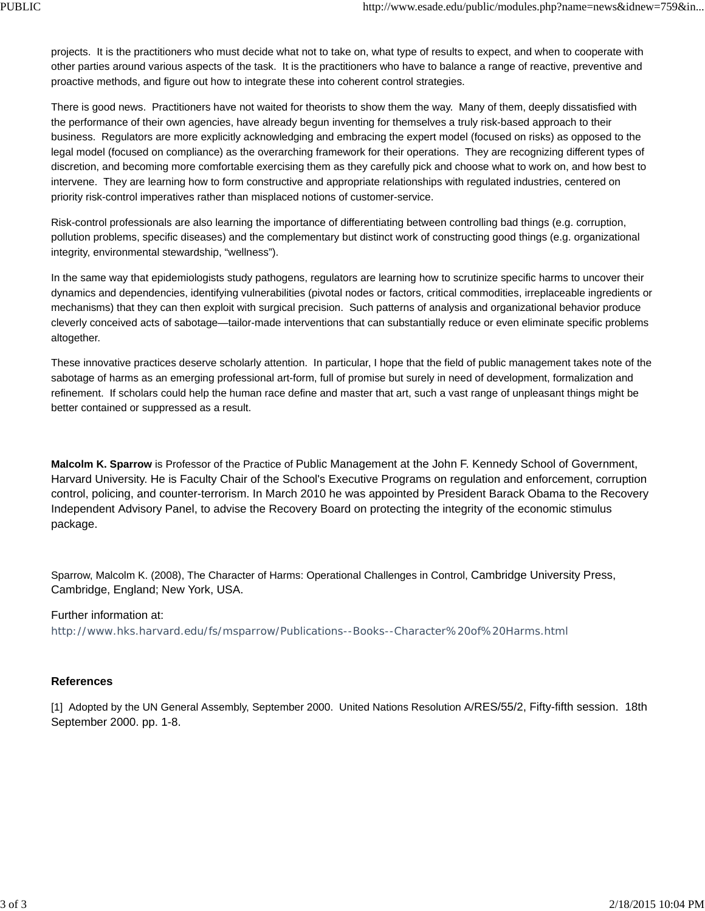projects. It is the practitioners who must decide what not to take on, what type of results to expect, and when to cooperate with other parties around various aspects of the task. It is the practitioners who have to balance a range of reactive, preventive and proactive methods, and figure out how to integrate these into coherent control strategies.

There is good news. Practitioners have not waited for theorists to show them the way. Many of them, deeply dissatisfied with the performance of their own agencies, have already begun inventing for themselves a truly risk-based approach to their business. Regulators are more explicitly acknowledging and embracing the expert model (focused on risks) as opposed to the legal model (focused on compliance) as the overarching framework for their operations. They are recognizing different types of discretion, and becoming more comfortable exercising them as they carefully pick and choose what to work on, and how best to intervene. They are learning how to form constructive and appropriate relationships with regulated industries, centered on priority risk-control imperatives rather than misplaced notions of customer-service.

Risk-control professionals are also learning the importance of differentiating between controlling bad things (e.g. corruption, pollution problems, specific diseases) and the complementary but distinct work of constructing good things (e.g. organizational integrity, environmental stewardship, "wellness").

In the same way that epidemiologists study pathogens, regulators are learning how to scrutinize specific harms to uncover their dynamics and dependencies, identifying vulnerabilities (pivotal nodes or factors, critical commodities, irreplaceable ingredients or mechanisms) that they can then exploit with surgical precision. Such patterns of analysis and organizational behavior produce cleverly conceived acts of sabotage—tailor-made interventions that can substantially reduce or even eliminate specific problems altogether.

These innovative practices deserve scholarly attention. In particular, I hope that the field of public management takes note of the sabotage of harms as an emerging professional art-form, full of promise but surely in need of development, formalization and refinement. If scholars could help the human race define and master that art, such a vast range of unpleasant things might be better contained or suppressed as a result.

**Malcolm K. Sparrow** is Professor of the Practice of Public Management at the John F. Kennedy School of Government, Harvard University. He is Faculty Chair of the School's Executive Programs on regulation and enforcement, corruption control, policing, and counter-terrorism. In March 2010 he was appointed by President Barack Obama to the Recovery Independent Advisory Panel, to advise the Recovery Board on protecting the integrity of the economic stimulus package.

Sparrow, Malcolm K. (2008), The Character of Harms: Operational Challenges in Control, Cambridge University Press, Cambridge, England; New York, USA.

Further information at:
http://www.hks.harvard.edu/fs/msparrow/Publications--Books--Character%20of%20Harms.html

**References**

[1] Adopted by the UN General Assembly, September 2000. United Nations Resolution A/RES/55/2, Fifty-fifth session. 18th September 2000. pp. 1-8.